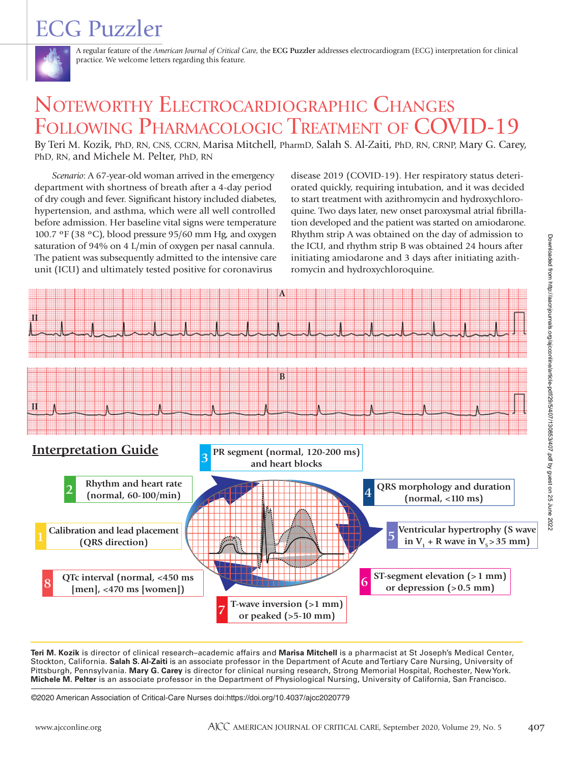# ECG Puzzler

A regular feature of the *American Journal of Critical Care*, the **ECG Puzzler** addresses electrocardiogram (ECG) interpretation for clinical practice. We welcome letters regarding this feature.

# Noteworthy Electrocardiographic Changes Following Pharmacologic Treatment of COVID-19

By Teri M. Kozik, PhD, RN, CNS, CCRN, Marisa Mitchell, PharmD, Salah S. Al-Zaiti, PhD, RN, CRNP, Mary G. Carey, PhD, RN, and Michele M. Pelter, PhD, RN

*Scenario*: A 67-year-old woman arrived in the emergency department with shortness of breath after a 4-day period of dry cough and fever. Significant history included diabetes, hypertension, and asthma, which were all well controlled before admission. Her baseline vital signs were temperature 100.7 °F (38 °C), blood pressure 95/60 mm Hg, and oxygen saturation of 94% on 4 L/min of oxygen per nasal cannula. The patient was subsequently admitted to the intensive care unit (ICU) and ultimately tested positive for coronavirus disease 2019 (COVID-19). Her respiratory status deteriorated quickly, requiring intubation, and it was decided to start treatment with azithromycin and hydroxychloroquine. Two days later, new onset paroxysmal atrial fibrillation developed and the patient was started on amiodarone. Rhythm strip A was obtained on the day of admission to the ICU, and rhythm strip B was obtained 24 hours after initiating amiodarone and 3 days after initiating azithromycin and hydroxychloroquine.

A

II

B

II

## Interpretation Guide

1. Calibration and lead placement (QRS direction)
2. Rhythm and heart rate (normal, 60-100/min)
3. PR segment (normal, 120-200 ms) and heart blocks
4. QRS morphology and duration (normal, <110 ms)
5. Ventricular hypertrophy (S wave in $V_1$ + R wave in $V_5$ > 35 mm)
6. ST-segment elevation (>1 mm) or depression (>0.5 mm)
7. T-wave inversion (>1 mm) or peaked (>5-10 mm)
8. QTc interval (normal, <450 ms [men], <470 ms [women])

---

**Teri M. Kozik** is director of clinical research–academic affairs and **Marisa Mitchell** is a pharmacist at St Joseph's Medical Center, Stockton, California. **Salah S. Al-Zaiti** is an associate professor in the Department of Acute and Tertiary Care Nursing, University of Pittsburgh, Pennsylvania. **Mary G. Carey** is director for clinical nursing research, Strong Memorial Hospital, Rochester, New York. **Michele M. Pelter** is an associate professor in the Department of Physiological Nursing, University of California, San Francisco.

©2020 American Association of Critical-Care Nurses doi:https://doi.org/10.4037/ajcc2020779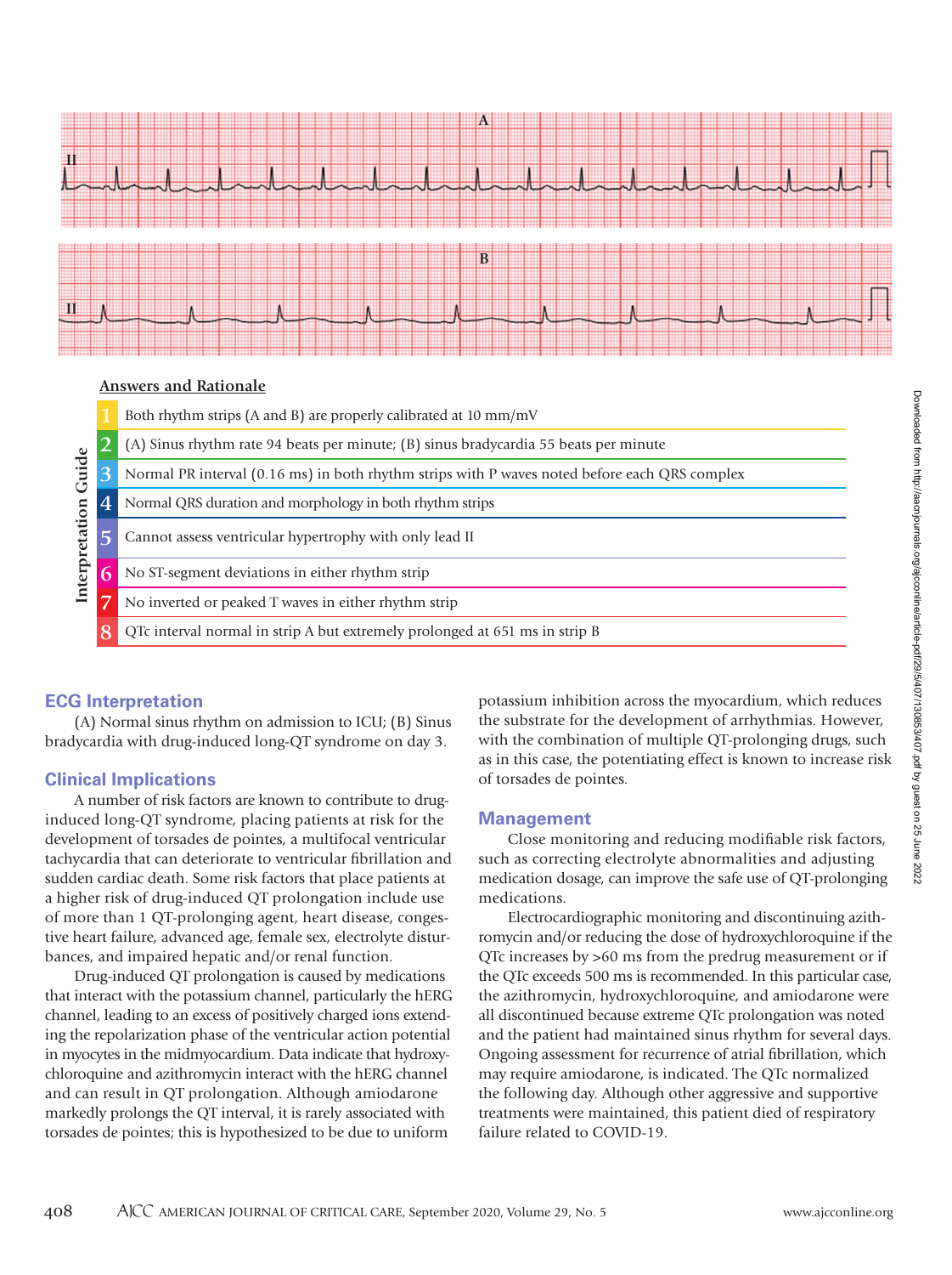A

II

B

II

**Answers and Rationale**

Interpretation Guide

| | |
|---|---|
| 1 | Both rhythm strips (A and B) are properly calibrated at 10 mm/mV |
| 2 | (A) Sinus rhythm rate 94 beats per minute; (B) sinus bradycardia 55 beats per minute |
| 3 | Normal PR interval (0.16 ms) in both rhythm strips with P waves noted before each QRS complex |
| 4 | Normal QRS duration and morphology in both rhythm strips |
| 5 | Cannot assess ventricular hypertrophy with only lead II |
| 6 | No ST-segment deviations in either rhythm strip |
| 7 | No inverted or peaked T waves in either rhythm strip |
| 8 | QTc interval normal in strip A but extremely prolonged at 651 ms in strip B |

## ECG Interpretation

(A) Normal sinus rhythm on admission to ICU; (B) Sinus bradycardia with drug-induced long-QT syndrome on day 3.

## Clinical Implications

A number of risk factors are known to contribute to drug-induced long-QT syndrome, placing patients at risk for the development of torsades de pointes, a multifocal ventricular tachycardia that can deteriorate to ventricular fibrillation and sudden cardiac death. Some risk factors that place patients at a higher risk of drug-induced QT prolongation include use of more than 1 QT-prolonging agent, heart disease, congestive heart failure, advanced age, female sex, electrolyte disturbances, and impaired hepatic and/or renal function.

Drug-induced QT prolongation is caused by medications that interact with the potassium channel, particularly the hERG channel, leading to an excess of positively charged ions extending the repolarization phase of the ventricular action potential in myocytes in the midmyocardium. Data indicate that hydroxychloroquine and azithromycin interact with the hERG channel and can result in QT prolongation. Although amiodarone markedly prolongs the QT interval, it is rarely associated with torsades de pointes; this is hypothesized to be due to uniform potassium inhibition across the myocardium, which reduces the substrate for the development of arrhythmias. However, with the combination of multiple QT-prolonging drugs, such as in this case, the potentiating effect is known to increase risk of torsades de pointes.

## Management

Close monitoring and reducing modifiable risk factors, such as correcting electrolyte abnormalities and adjusting medication dosage, can improve the safe use of QT-prolonging medications.

Electrocardiographic monitoring and discontinuing azithromycin and/or reducing the dose of hydroxychloroquine if the QTc increases by >60 ms from the predrug measurement or if the QTc exceeds 500 ms is recommended. In this particular case, the azithromycin, hydroxychloroquine, and amiodarone were all discontinued because extreme QTc prolongation was noted and the patient had maintained sinus rhythm for several days. Ongoing assessment for recurrence of atrial fibrillation, which may require amiodarone, is indicated. The QTc normalized the following day. Although other aggressive and supportive treatments were maintained, this patient died of respiratory failure related to COVID-19.